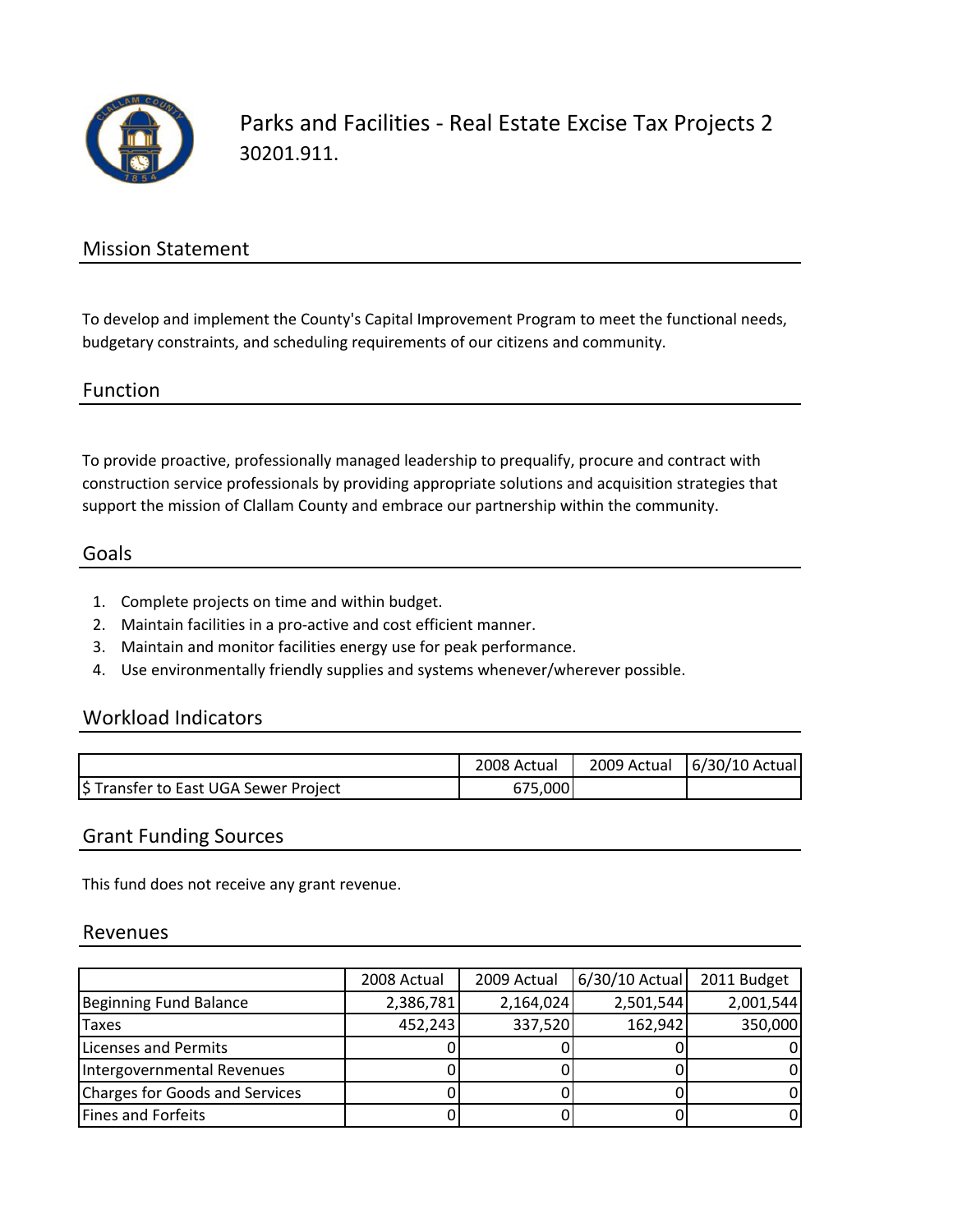# Parks and Facilities - Real Estate Excise Tax Projects 2

30201.911.

## Mission Statement

To develop and implement the County's Capital Improvement Program to meet the functional needs, budgetary constraints, and scheduling requirements of our citizens and community.

## Function

To provide proactive, professionally managed leadership to prequalify, procure and contract with construction service professionals by providing appropriate solutions and acquisition strategies that support the mission of Clallam County and embrace our partnership within the community.

## Goals

1. Complete projects on time and within budget.
2. Maintain facilities in a pro-active and cost efficient manner.
3. Maintain and monitor facilities energy use for peak performance.
4. Use environmentally friendly supplies and systems whenever/wherever possible.

## Workload Indicators

| | 2008 Actual | 2009 Actual | 6/30/10 Actual |
|---|---|---|---|
| $ Transfer to East UGA Sewer Project | 675,000 | | |

## Grant Funding Sources

This fund does not receive any grant revenue.

## Revenues

| | 2008 Actual | 2009 Actual | 6/30/10 Actual | 2011 Budget |
|---|---|---|---|---|
| Beginning Fund Balance | 2,386,781 | 2,164,024 | 2,501,544 | 2,001,544 |
| Taxes | 452,243 | 337,520 | 162,942 | 350,000 |
| Licenses and Permits | 0 | 0 | 0 | 0 |
| Intergovernmental Revenues | 0 | 0 | 0 | 0 |
| Charges for Goods and Services | 0 | 0 | 0 | 0 |
| Fines and Forfeits | 0 | 0 | 0 | 0 |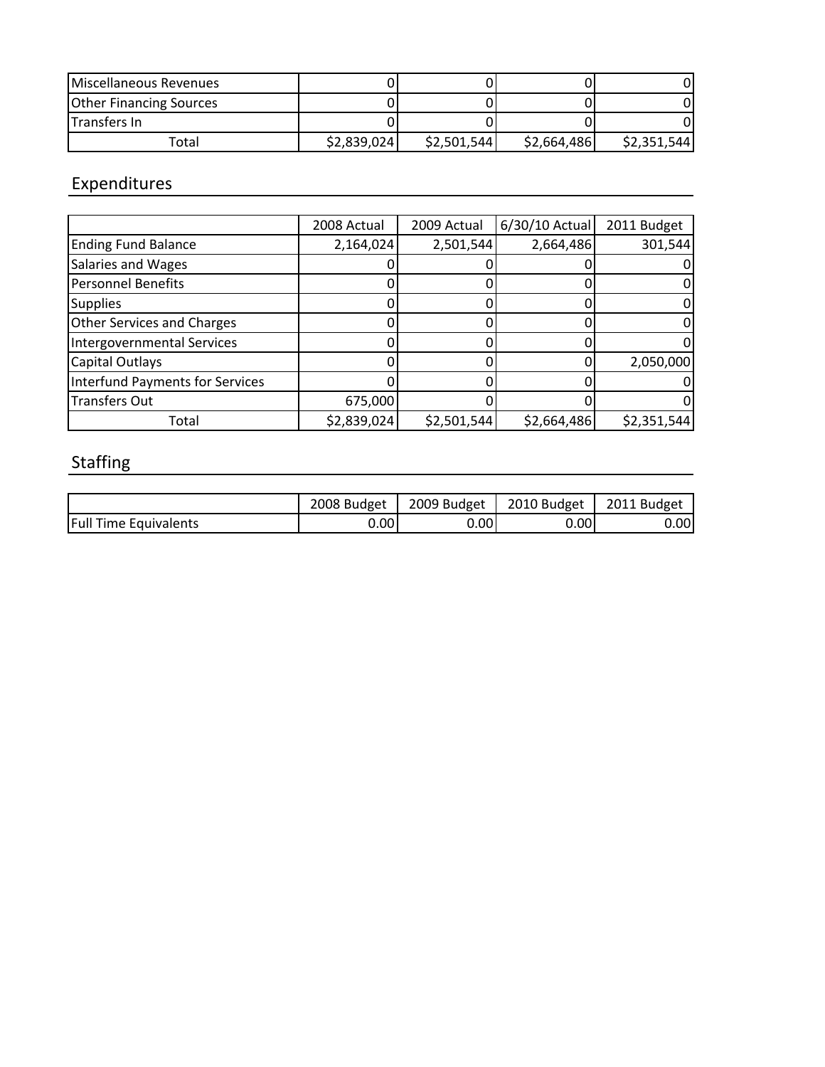| | | | | |
|---|---|---|---|---|
| Miscellaneous Revenues | 0 | 0 | 0 | 0 |
| Other Financing Sources | 0 | 0 | 0 | 0 |
| Transfers In | 0 | 0 | 0 | 0 |
| Total | $2,839,024 | $2,501,544 | $2,664,486 | $2,351,544 |

## Expenditures

| | 2008 Actual | 2009 Actual | 6/30/10 Actual | 2011 Budget |
|---|---|---|---|---|
| Ending Fund Balance | 2,164,024 | 2,501,544 | 2,664,486 | 301,544 |
| Salaries and Wages | 0 | 0 | 0 | 0 |
| Personnel Benefits | 0 | 0 | 0 | 0 |
| Supplies | 0 | 0 | 0 | 0 |
| Other Services and Charges | 0 | 0 | 0 | 0 |
| Intergovernmental Services | 0 | 0 | 0 | 0 |
| Capital Outlays | 0 | 0 | 0 | 2,050,000 |
| Interfund Payments for Services | 0 | 0 | 0 | 0 |
| Transfers Out | 675,000 | 0 | 0 | 0 |
| Total | $2,839,024 | $2,501,544 | $2,664,486 | $2,351,544 |

## Staffing

| | 2008 Budget | 2009 Budget | 2010 Budget | 2011 Budget |
|---|---|---|---|---|
| Full Time Equivalents | 0.00 | 0.00 | 0.00 | 0.00 |